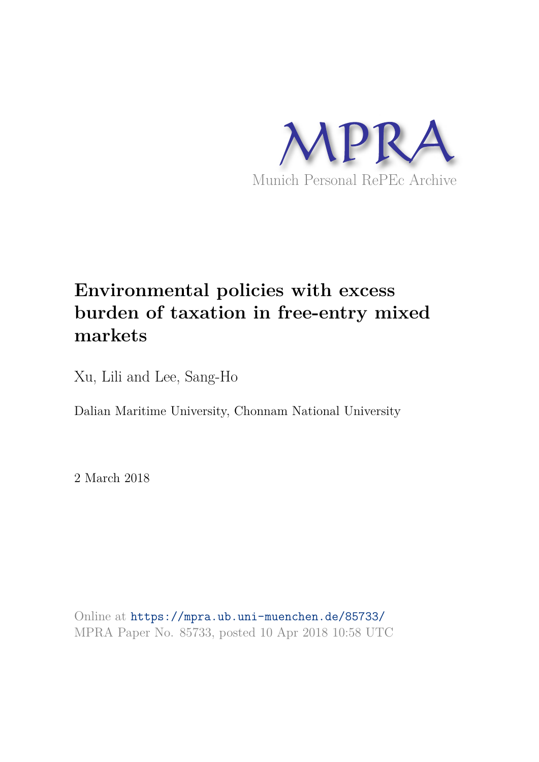MPRA

Munich Personal RePEc Archive

# Environmental policies with excess burden of taxation in free-entry mixed markets

Xu, Lili and Lee, Sang-Ho

Dalian Maritime University, Chonnam National University

2 March 2018

Online at https://mpra.ub.uni-muenchen.de/85733/

MPRA Paper No. 85733, posted 10 Apr 2018 10:58 UTC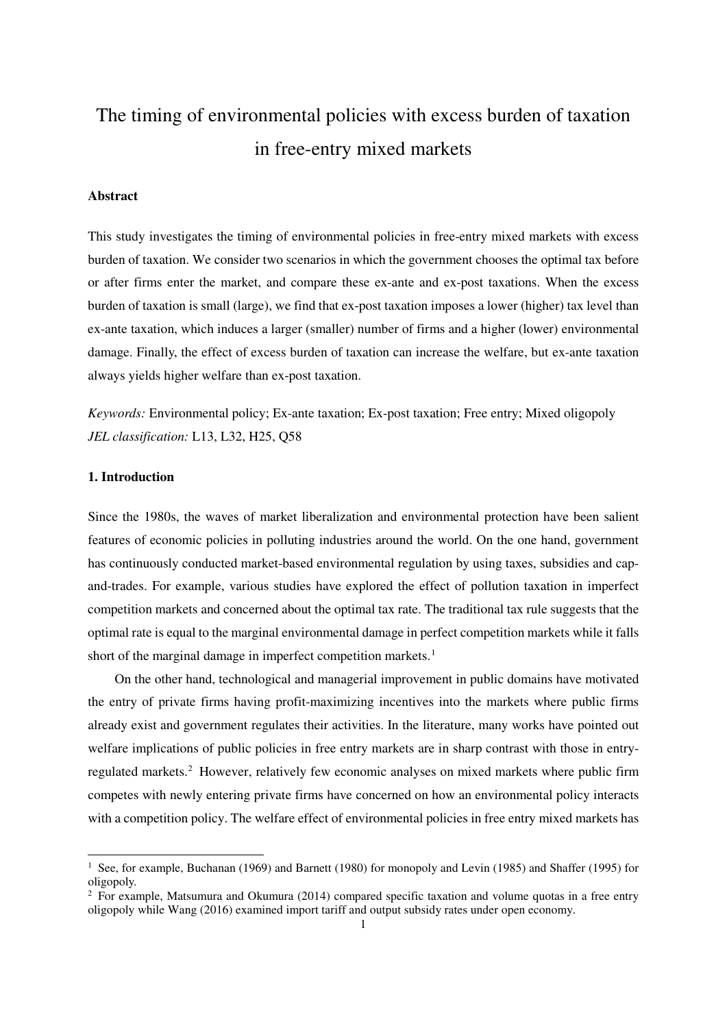# The timing of environmental policies with excess burden of taxation in free-entry mixed markets

## Abstract

This study investigates the timing of environmental policies in free-entry mixed markets with excess burden of taxation. We consider two scenarios in which the government chooses the optimal tax before or after firms enter the market, and compare these ex-ante and ex-post taxations. When the excess burden of taxation is small (large), we find that ex-post taxation imposes a lower (higher) tax level than ex-ante taxation, which induces a larger (smaller) number of firms and a higher (lower) environmental damage. Finally, the effect of excess burden of taxation can increase the welfare, but ex-ante taxation always yields higher welfare than ex-post taxation.

*Keywords:* Environmental policy; Ex-ante taxation; Ex-post taxation; Free entry; Mixed oligopoly
*JEL classification:* L13, L32, H25, Q58

## 1. Introduction

Since the 1980s, the waves of market liberalization and environmental protection have been salient features of economic policies in polluting industries around the world. On the one hand, government has continuously conducted market-based environmental regulation by using taxes, subsidies and cap-and-trades. For example, various studies have explored the effect of pollution taxation in imperfect competition markets and concerned about the optimal tax rate. The traditional tax rule suggests that the optimal rate is equal to the marginal environmental damage in perfect competition markets while it falls short of the marginal damage in imperfect competition markets.[1]

On the other hand, technological and managerial improvement in public domains have motivated the entry of private firms having profit-maximizing incentives into the markets where public firms already exist and government regulates their activities. In the literature, many works have pointed out welfare implications of public policies in free entry markets are in sharp contrast with those in entry-regulated markets.[2] However, relatively few economic analyses on mixed markets where public firm competes with newly entering private firms have concerned on how an environmental policy interacts with a competition policy. The welfare effect of environmental policies in free entry mixed markets has

---

[1] See, for example, Buchanan (1969) and Barnett (1980) for monopoly and Levin (1985) and Shaffer (1995) for oligopoly.

[2] For example, Matsumura and Okumura (2014) compared specific taxation and volume quotas in a free entry oligopoly while Wang (2016) examined import tariff and output subsidy rates under open economy.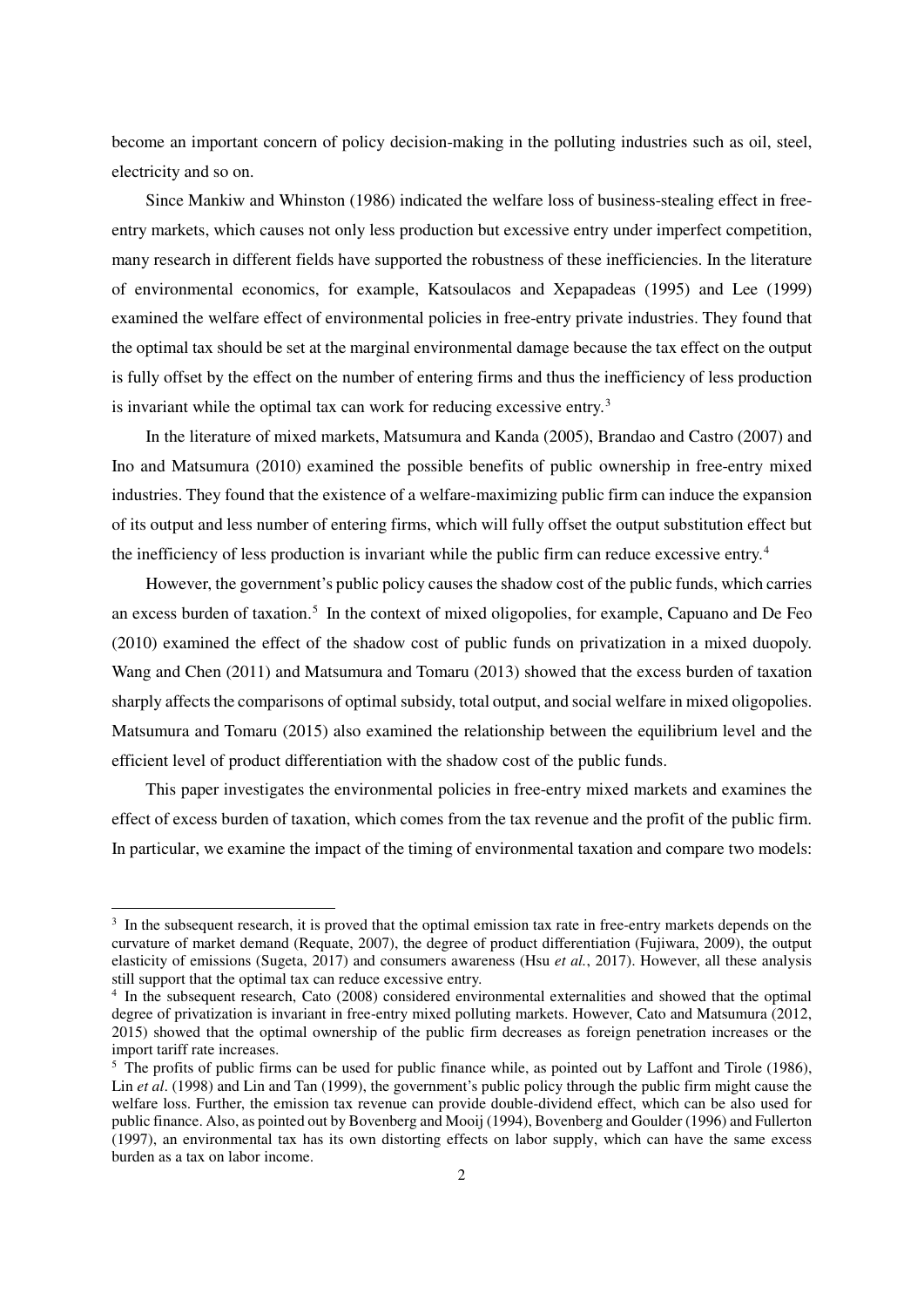become an important concern of policy decision-making in the polluting industries such as oil, steel, electricity and so on.

Since Mankiw and Whinston (1986) indicated the welfare loss of business-stealing effect in free-entry markets, which causes not only less production but excessive entry under imperfect competition, many research in different fields have supported the robustness of these inefficiencies. In the literature of environmental economics, for example, Katsoulacos and Xepapadeas (1995) and Lee (1999) examined the welfare effect of environmental policies in free-entry private industries. They found that the optimal tax should be set at the marginal environmental damage because the tax effect on the output is fully offset by the effect on the number of entering firms and thus the inefficiency of less production is invariant while the optimal tax can work for reducing excessive entry.[3]

In the literature of mixed markets, Matsumura and Kanda (2005), Brandao and Castro (2007) and Ino and Matsumura (2010) examined the possible benefits of public ownership in free-entry mixed industries. They found that the existence of a welfare-maximizing public firm can induce the expansion of its output and less number of entering firms, which will fully offset the output substitution effect but the inefficiency of less production is invariant while the public firm can reduce excessive entry.[4]

However, the government's public policy causes the shadow cost of the public funds, which carries an excess burden of taxation.[5] In the context of mixed oligopolies, for example, Capuano and De Feo (2010) examined the effect of the shadow cost of public funds on privatization in a mixed duopoly. Wang and Chen (2011) and Matsumura and Tomaru (2013) showed that the excess burden of taxation sharply affects the comparisons of optimal subsidy, total output, and social welfare in mixed oligopolies. Matsumura and Tomaru (2015) also examined the relationship between the equilibrium level and the efficient level of product differentiation with the shadow cost of the public funds.

This paper investigates the environmental policies in free-entry mixed markets and examines the effect of excess burden of taxation, which comes from the tax revenue and the profit of the public firm. In particular, we examine the impact of the timing of environmental taxation and compare two models:

[3] In the subsequent research, it is proved that the optimal emission tax rate in free-entry markets depends on the curvature of market demand (Requate, 2007), the degree of product differentiation (Fujiwara, 2009), the output elasticity of emissions (Sugeta, 2017) and consumers awareness (Hsu *et al.*, 2017). However, all these analysis still support that the optimal tax can reduce excessive entry.

[4] In the subsequent research, Cato (2008) considered environmental externalities and showed that the optimal degree of privatization is invariant in free-entry mixed polluting markets. However, Cato and Matsumura (2012, 2015) showed that the optimal ownership of the public firm decreases as foreign penetration increases or the import tariff rate increases.

[5] The profits of public firms can be used for public finance while, as pointed out by Laffont and Tirole (1986), Lin *et al*. (1998) and Lin and Tan (1999), the government's public policy through the public firm might cause the welfare loss. Further, the emission tax revenue can provide double-dividend effect, which can be also used for public finance. Also, as pointed out by Bovenberg and Mooij (1994), Bovenberg and Goulder (1996) and Fullerton (1997), an environmental tax has its own distorting effects on labor supply, which can have the same excess burden as a tax on labor income.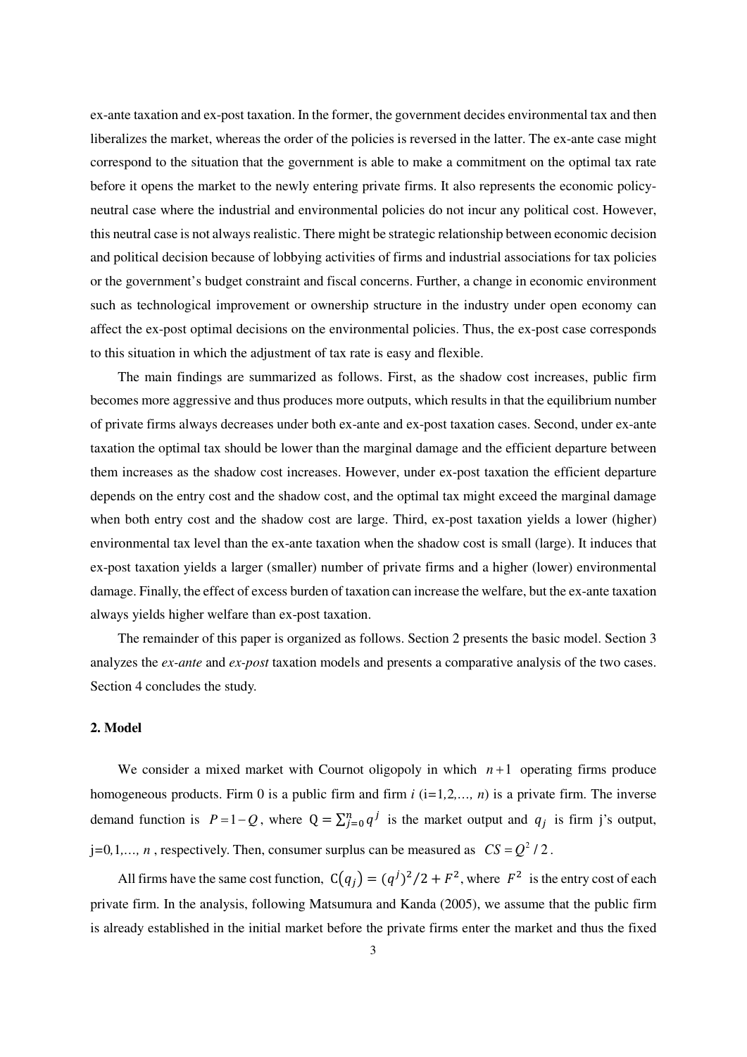ex-ante taxation and ex-post taxation. In the former, the government decides environmental tax and then liberalizes the market, whereas the order of the policies is reversed in the latter. The ex-ante case might correspond to the situation that the government is able to make a commitment on the optimal tax rate before it opens the market to the newly entering private firms. It also represents the economic policy-neutral case where the industrial and environmental policies do not incur any political cost. However, this neutral case is not always realistic. There might be strategic relationship between economic decision and political decision because of lobbying activities of firms and industrial associations for tax policies or the government's budget constraint and fiscal concerns. Further, a change in economic environment such as technological improvement or ownership structure in the industry under open economy can affect the ex-post optimal decisions on the environmental policies. Thus, the ex-post case corresponds to this situation in which the adjustment of tax rate is easy and flexible.

The main findings are summarized as follows. First, as the shadow cost increases, public firm becomes more aggressive and thus produces more outputs, which results in that the equilibrium number of private firms always decreases under both ex-ante and ex-post taxation cases. Second, under ex-ante taxation the optimal tax should be lower than the marginal damage and the efficient departure between them increases as the shadow cost increases. However, under ex-post taxation the efficient departure depends on the entry cost and the shadow cost, and the optimal tax might exceed the marginal damage when both entry cost and the shadow cost are large. Third, ex-post taxation yields a lower (higher) environmental tax level than the ex-ante taxation when the shadow cost is small (large). It induces that ex-post taxation yields a larger (smaller) number of private firms and a higher (lower) environmental damage. Finally, the effect of excess burden of taxation can increase the welfare, but the ex-ante taxation always yields higher welfare than ex-post taxation.

The remainder of this paper is organized as follows. Section 2 presents the basic model. Section 3 analyzes the *ex-ante* and *ex-post* taxation models and presents a comparative analysis of the two cases. Section 4 concludes the study.

## 2. Model

We consider a mixed market with Cournot oligopoly in which $n+1$ operating firms produce homogeneous products. Firm 0 is a public firm and firm $i$ (i=1,2,..., $n$) is a private firm. The inverse demand function is $P = 1 - Q$, where $Q = \sum_{j=0}^{n} q^j$ is the market output and $q_j$ is firm j's output, j=0,1,..., $n$, respectively. Then, consumer surplus can be measured as $CS = Q^2 / 2$.

All firms have the same cost function, $C(q_j) = (q^j)^2/2 + F^2$, where $F^2$ is the entry cost of each private firm. In the analysis, following Matsumura and Kanda (2005), we assume that the public firm is already established in the initial market before the private firms enter the market and thus the fixed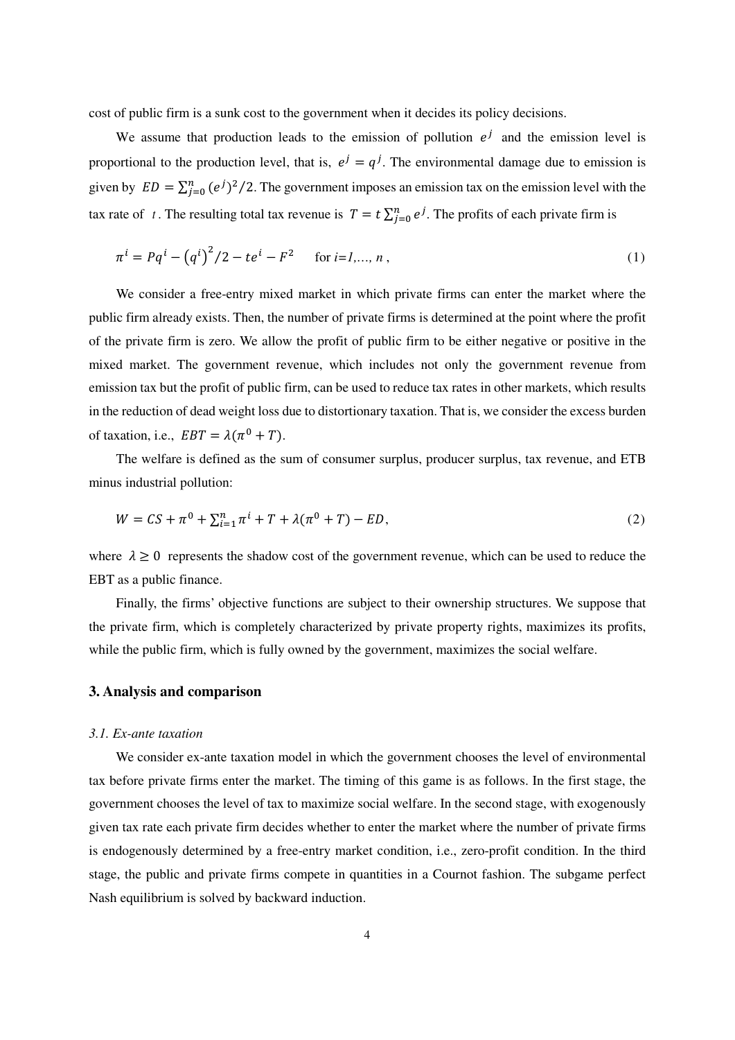cost of public firm is a sunk cost to the government when it decides its policy decisions.

We assume that production leads to the emission of pollution $e^j$ and the emission level is proportional to the production level, that is, $e^j = q^j$. The environmental damage due to emission is given by $ED = \sum_{j=0}^{n} (e^j)^2/2$. The government imposes an emission tax on the emission level with the tax rate of $t$. The resulting total tax revenue is $T = t\sum_{j=0}^{n} e^j$. The profits of each private firm is

$$\pi^i = Pq^i - \left(q^i\right)^2/2 - te^i - F^2 \quad \text{for } i=1,\ldots, n\,, \tag{1}$$

We consider a free-entry mixed market in which private firms can enter the market where the public firm already exists. Then, the number of private firms is determined at the point where the profit of the private firm is zero. We allow the profit of public firm to be either negative or positive in the mixed market. The government revenue, which includes not only the government revenue from emission tax but the profit of public firm, can be used to reduce tax rates in other markets, which results in the reduction of dead weight loss due to distortionary taxation. That is, we consider the excess burden of taxation, i.e., $EBT = \lambda(\pi^0 + T)$.

The welfare is defined as the sum of consumer surplus, producer surplus, tax revenue, and ETB minus industrial pollution:

$$W = CS + \pi^0 + \sum_{i=1}^{n} \pi^i + T + \lambda(\pi^0 + T) - ED, \tag{2}$$

where $\lambda \geq 0$ represents the shadow cost of the government revenue, which can be used to reduce the EBT as a public finance.

Finally, the firms' objective functions are subject to their ownership structures. We suppose that the private firm, which is completely characterized by private property rights, maximizes its profits, while the public firm, which is fully owned by the government, maximizes the social welfare.

## 3. Analysis and comparison

### *3.1. Ex-ante taxation*

We consider ex-ante taxation model in which the government chooses the level of environmental tax before private firms enter the market. The timing of this game is as follows. In the first stage, the government chooses the level of tax to maximize social welfare. In the second stage, with exogenously given tax rate each private firm decides whether to enter the market where the number of private firms is endogenously determined by a free-entry market condition, i.e., zero-profit condition. In the third stage, the public and private firms compete in quantities in a Cournot fashion. The subgame perfect Nash equilibrium is solved by backward induction.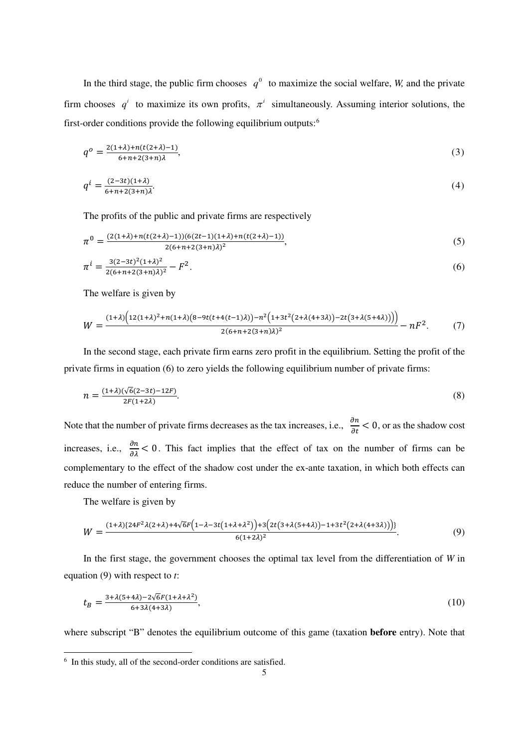In the third stage, the public firm chooses $q^0$ to maximize the social welfare, *W,* and the private firm chooses $q^i$ to maximize its own profits, $\pi^i$ simultaneously. Assuming interior solutions, the first-order conditions provide the following equilibrium outputs:[6]

$$q^o = \frac{2(1+\lambda)+n(t(2+\lambda)-1)}{6+n+2(3+n)\lambda}, \tag{3}$$

$$q^i = \frac{(2-3t)(1+\lambda)}{6+n+2(3+n)\lambda}. \tag{4}$$

The profits of the public and private firms are respectively

$$\pi^0 = \frac{(2(1+\lambda)+n(t(2+\lambda)-1))(6(2t-1)(1+\lambda)+n(t(2+\lambda)-1))}{2(6+n+2(3+n)\lambda)^2}, \tag{5}$$

$$\pi^i = \frac{3(2-3t)^2(1+\lambda)^2}{2(6+n+2(3+n)\lambda)^2} - F^2. \tag{6}$$

The welfare is given by

$$W = \frac{(1+\lambda)\Big(12(1+\lambda)^2+n(1+\lambda)\big(8-9t(t+4(t-1)\lambda)\big)-n^2\Big(1+3t^2\big(2+\lambda(4+3\lambda)\big)-2t\big(3+\lambda(5+4\lambda)\big)\Big)\Big)}{2(6+n+2(3+n)\lambda)^2} - nF^2. \tag{7}$$

In the second stage, each private firm earns zero profit in the equilibrium. Setting the profit of the private firms in equation (6) to zero yields the following equilibrium number of private firms:

$$n = \frac{(1+\lambda)(\sqrt{6}(2-3t)-12F)}{2F(1+2\lambda)}. \tag{8}$$

Note that the number of private firms decreases as the tax increases, i.e., $\frac{\partial n}{\partial t} < 0$, or as the shadow cost increases, i.e., $\frac{\partial n}{\partial \lambda} < 0$. This fact implies that the effect of tax on the number of firms can be complementary to the effect of the shadow cost under the ex-ante taxation, in which both effects can reduce the number of entering firms.

The welfare is given by

$$W = \frac{(1+\lambda)\{24F^2\lambda(2+\lambda)+4\sqrt{6}F\big(1-\lambda-3t(1+\lambda+\lambda^2)\big)+3\big(2t\big(3+\lambda(5+4\lambda)\big)-1+3t^2\big(2+\lambda(4+3\lambda)\big)\big)\}}{6(1+2\lambda)^2}. \tag{9}$$

In the first stage, the government chooses the optimal tax level from the differentiation of *W* in equation (9) with respect to *t*:

$$t_B = \frac{3+\lambda(5+4\lambda)-2\sqrt{6}F(1+\lambda+\lambda^2)}{6+3\lambda(4+3\lambda)}, \tag{10}$$

where subscript "B" denotes the equilibrium outcome of this game (taxation **before** entry). Note that

[6] In this study, all of the second-order conditions are satisfied.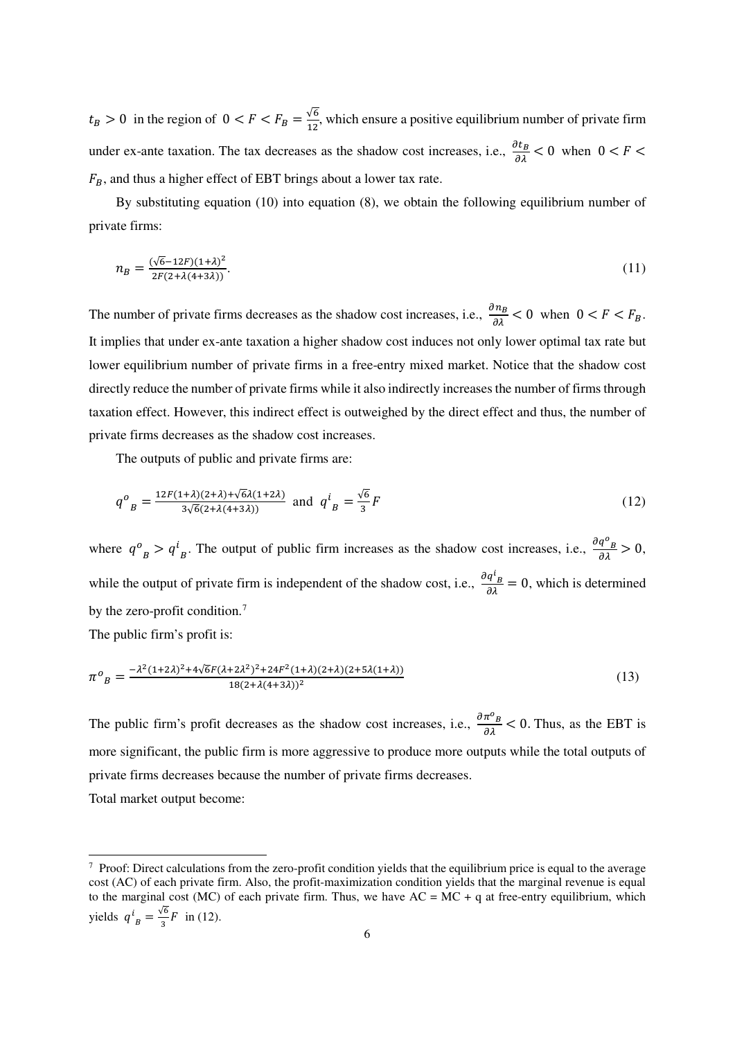$t_B > 0$ in the region of $0 < F < F_B = \frac{\sqrt{6}}{12}$, which ensure a positive equilibrium number of private firm under ex-ante taxation. The tax decreases as the shadow cost increases, i.e., $\frac{\partial t_B}{\partial \lambda} < 0$ when $0 < F < F_B$, and thus a higher effect of EBT brings about a lower tax rate.

By substituting equation (10) into equation (8), we obtain the following equilibrium number of private firms:

$$n_B = \frac{(\sqrt{6} - 12F)(1+\lambda)^2}{2F(2+\lambda(4+3\lambda))}. \tag{11}$$

The number of private firms decreases as the shadow cost increases, i.e., $\frac{\partial n_B}{\partial \lambda} < 0$ when $0 < F < F_B$. It implies that under ex-ante taxation a higher shadow cost induces not only lower optimal tax rate but lower equilibrium number of private firms in a free-entry mixed market. Notice that the shadow cost directly reduce the number of private firms while it also indirectly increases the number of firms through taxation effect. However, this indirect effect is outweighed by the direct effect and thus, the number of private firms decreases as the shadow cost increases.

The outputs of public and private firms are:

$$q^o{}_B = \frac{12F(1+\lambda)(2+\lambda) + \sqrt{6}\lambda(1+2\lambda)}{3\sqrt{6}(2+\lambda(4+3\lambda))} \text{ and } q^i{}_B = \frac{\sqrt{6}}{3}F \tag{12}$$

where $q^o{}_B > q^i{}_B$. The output of public firm increases as the shadow cost increases, i.e., $\frac{\partial q^o{}_B}{\partial \lambda} > 0$, while the output of private firm is independent of the shadow cost, i.e., $\frac{\partial q^i{}_B}{\partial \lambda} = 0$, which is determined by the zero-profit condition.[7]

The public firm's profit is:

$$\pi^o{}_B = \frac{-\lambda^2(1+2\lambda)^2 + 4\sqrt{6}F(\lambda+2\lambda^2)^2 + 24F^2(1+\lambda)(2+\lambda)(2+5\lambda(1+\lambda))}{18(2+\lambda(4+3\lambda))^2} \tag{13}$$

The public firm's profit decreases as the shadow cost increases, i.e., $\frac{\partial \pi^o{}_B}{\partial \lambda} < 0$. Thus, as the EBT is more significant, the public firm is more aggressive to produce more outputs while the total outputs of private firms decreases because the number of private firms decreases.

Total market output become:

---

[7] Proof: Direct calculations from the zero-profit condition yields that the equilibrium price is equal to the average cost (AC) of each private firm. Also, the profit-maximization condition yields that the marginal revenue is equal to the marginal cost (MC) of each private firm. Thus, we have AC = MC + q at free-entry equilibrium, which yields $q^i{}_B = \frac{\sqrt{6}}{3}F$ in (12).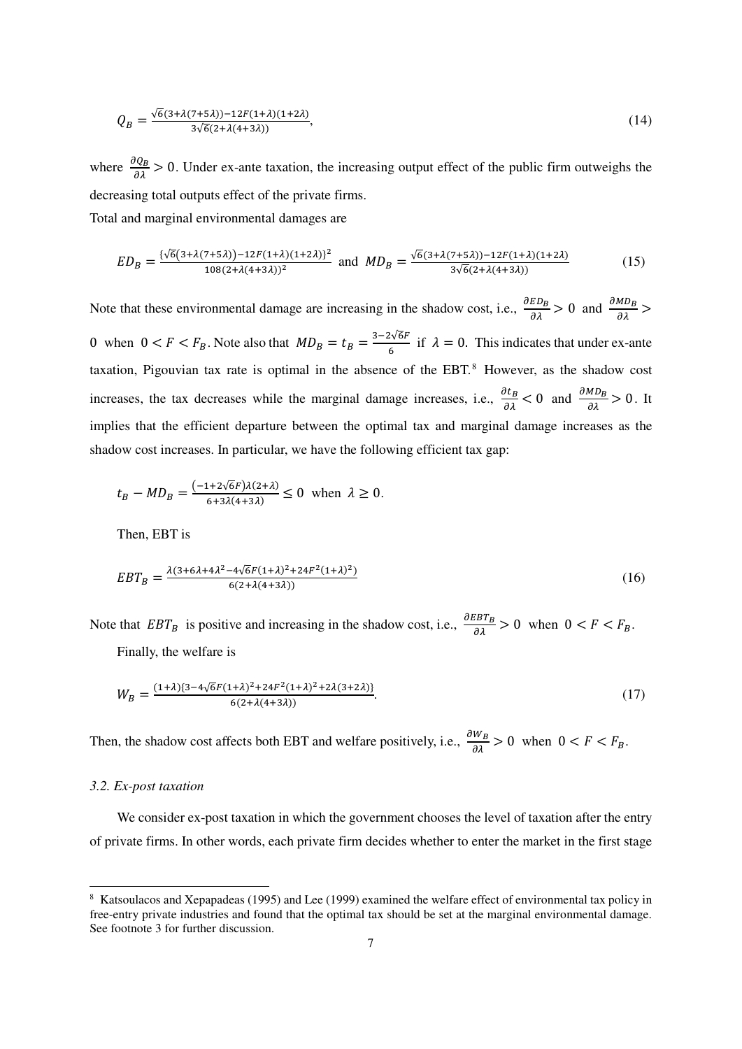$$Q_B = \frac{\sqrt{6}(3+\lambda(7+5\lambda))-12F(1+\lambda)(1+2\lambda)}{3\sqrt{6}(2+\lambda(4+3\lambda))}, \tag{14}$$

where $\frac{\partial Q_B}{\partial \lambda} > 0$. Under ex-ante taxation, the increasing output effect of the public firm outweighs the decreasing total outputs effect of the private firms.

Total and marginal environmental damages are

$$ED_B = \frac{\{\sqrt{6}(3+\lambda(7+5\lambda))-12F(1+\lambda)(1+2\lambda)\}^2}{108(2+\lambda(4+3\lambda))^2} \text{ and } MD_B = \frac{\sqrt{6}(3+\lambda(7+5\lambda))-12F(1+\lambda)(1+2\lambda)}{3\sqrt{6}(2+\lambda(4+3\lambda))} \tag{15}$$

Note that these environmental damage are increasing in the shadow cost, i.e., $\frac{\partial ED_B}{\partial \lambda} > 0$ and $\frac{\partial MD_B}{\partial \lambda} > 0$ when $0 < F < F_B$. Note also that $MD_B = t_B = \frac{3-2\sqrt{6}F}{6}$ if $\lambda = 0$. This indicates that under ex-ante taxation, Pigouvian tax rate is optimal in the absence of the EBT.[8] However, as the shadow cost increases, the tax decreases while the marginal damage increases, i.e., $\frac{\partial t_B}{\partial \lambda} < 0$ and $\frac{\partial MD_B}{\partial \lambda} > 0$. It implies that the efficient departure between the optimal tax and marginal damage increases as the shadow cost increases. In particular, we have the following efficient tax gap:

$$t_B - MD_B = \frac{(-1+2\sqrt{6}F)\lambda(2+\lambda)}{6+3\lambda(4+3\lambda)} \leq 0 \text{ when } \lambda \geq 0.$$

Then, EBT is

$$EBT_B = \frac{\lambda(3+6\lambda+4\lambda^2-4\sqrt{6}F(1+\lambda)^2+24F^2(1+\lambda)^2)}{6(2+\lambda(4+3\lambda))} \tag{16}$$

Note that $EBT_B$ is positive and increasing in the shadow cost, i.e., $\frac{\partial EBT_B}{\partial \lambda} > 0$ when $0 < F < F_B$.

Finally, the welfare is

$$W_B = \frac{(1+\lambda)\{3-4\sqrt{6}F(1+\lambda)^2+24F^2(1+\lambda)^2+2\lambda(3+2\lambda)\}}{6(2+\lambda(4+3\lambda))}. \tag{17}$$

Then, the shadow cost affects both EBT and welfare positively, i.e., $\frac{\partial W_B}{\partial \lambda} > 0$ when $0 < F < F_B$.

### *3.2. Ex-post taxation*

We consider ex-post taxation in which the government chooses the level of taxation after the entry of private firms. In other words, each private firm decides whether to enter the market in the first stage

---

[8] Katsoulacos and Xepapadeas (1995) and Lee (1999) examined the welfare effect of environmental tax policy in free-entry private industries and found that the optimal tax should be set at the marginal environmental damage. See footnote 3 for further discussion.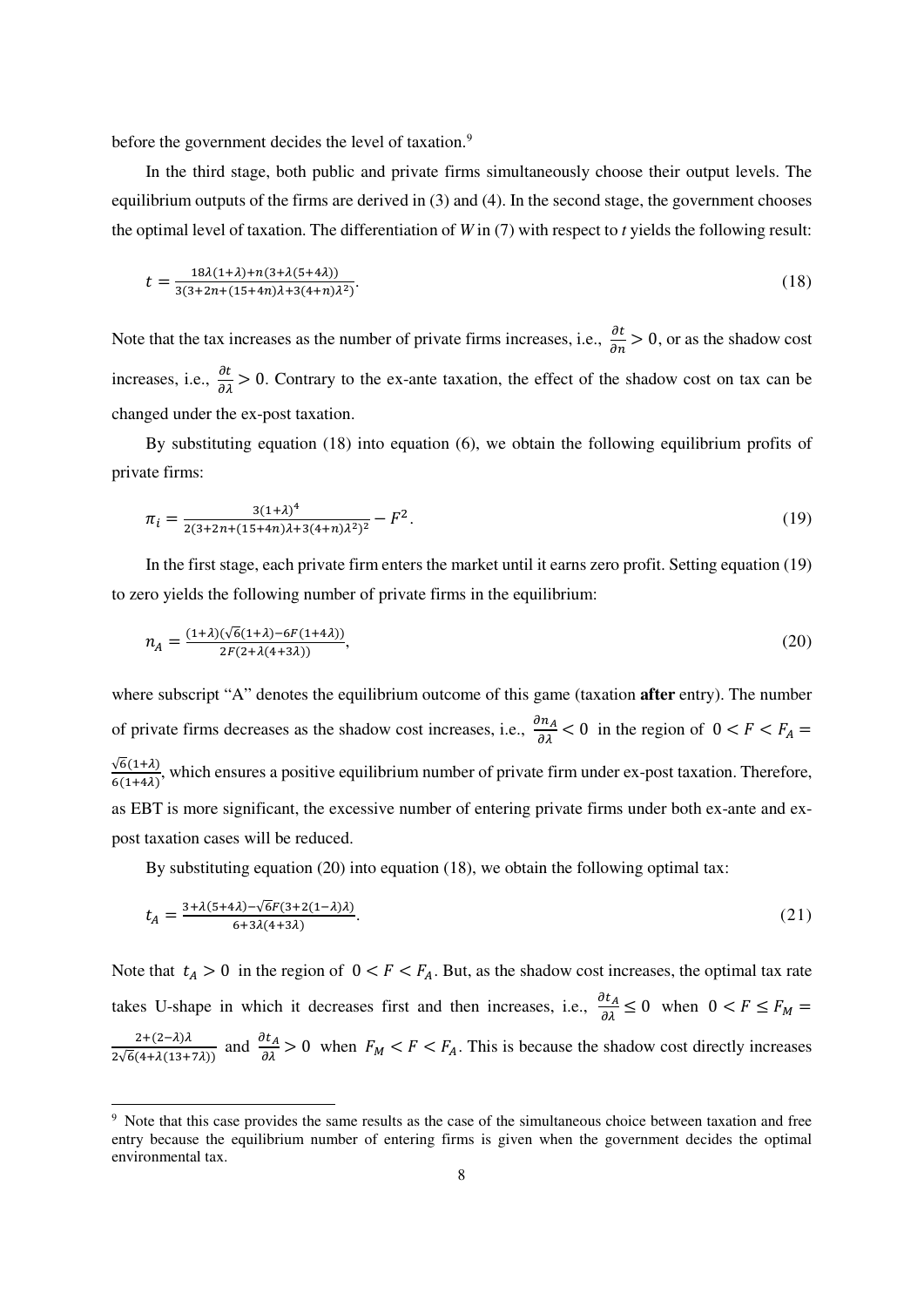before the government decides the level of taxation.[9]

In the third stage, both public and private firms simultaneously choose their output levels. The equilibrium outputs of the firms are derived in (3) and (4). In the second stage, the government chooses the optimal level of taxation. The differentiation of $W$ in (7) with respect to $t$ yields the following result:

$$t = \frac{18\lambda(1+\lambda)+n(3+\lambda(5+4\lambda))}{3(3+2n+(15+4n)\lambda+3(4+n)\lambda^2)}. \tag{18}$$

Note that the tax increases as the number of private firms increases, i.e., $\frac{\partial t}{\partial n} > 0$, or as the shadow cost increases, i.e., $\frac{\partial t}{\partial \lambda} > 0$. Contrary to the ex-ante taxation, the effect of the shadow cost on tax can be changed under the ex-post taxation.

By substituting equation (18) into equation (6), we obtain the following equilibrium profits of private firms:

$$\pi_i = \frac{3(1+\lambda)^4}{2(3+2n+(15+4n)\lambda+3(4+n)\lambda^2)^2} - F^2. \tag{19}$$

In the first stage, each private firm enters the market until it earns zero profit. Setting equation (19) to zero yields the following number of private firms in the equilibrium:

$$n_A = \frac{(1+\lambda)(\sqrt{6}(1+\lambda)-6F(1+4\lambda))}{2F(2+\lambda(4+3\lambda))}, \tag{20}$$

where subscript "A" denotes the equilibrium outcome of this game (taxation **after** entry). The number of private firms decreases as the shadow cost increases, i.e., $\frac{\partial n_A}{\partial \lambda} < 0$ in the region of $0 < F < F_A = \frac{\sqrt{6}(1+\lambda)}{6(1+4\lambda)}$, which ensures a positive equilibrium number of private firm under ex-post taxation. Therefore, as EBT is more significant, the excessive number of entering private firms under both ex-ante and ex-post taxation cases will be reduced.

By substituting equation (20) into equation (18), we obtain the following optimal tax:

$$t_A = \frac{3+\lambda(5+4\lambda)-\sqrt{6}F(3+2(1-\lambda)\lambda)}{6+3\lambda(4+3\lambda)}. \tag{21}$$

Note that $t_A > 0$ in the region of $0 < F < F_A$. But, as the shadow cost increases, the optimal tax rate takes U-shape in which it decreases first and then increases, i.e., $\frac{\partial t_A}{\partial \lambda} \leq 0$ when $0 < F \leq F_M = \frac{2+(2-\lambda)\lambda}{2\sqrt{6}(4+\lambda(13+7\lambda))}$ and $\frac{\partial t_A}{\partial \lambda} > 0$ when $F_M < F < F_A$. This is because the shadow cost directly increases

[9] Note that this case provides the same results as the case of the simultaneous choice between taxation and free entry because the equilibrium number of entering firms is given when the government decides the optimal environmental tax.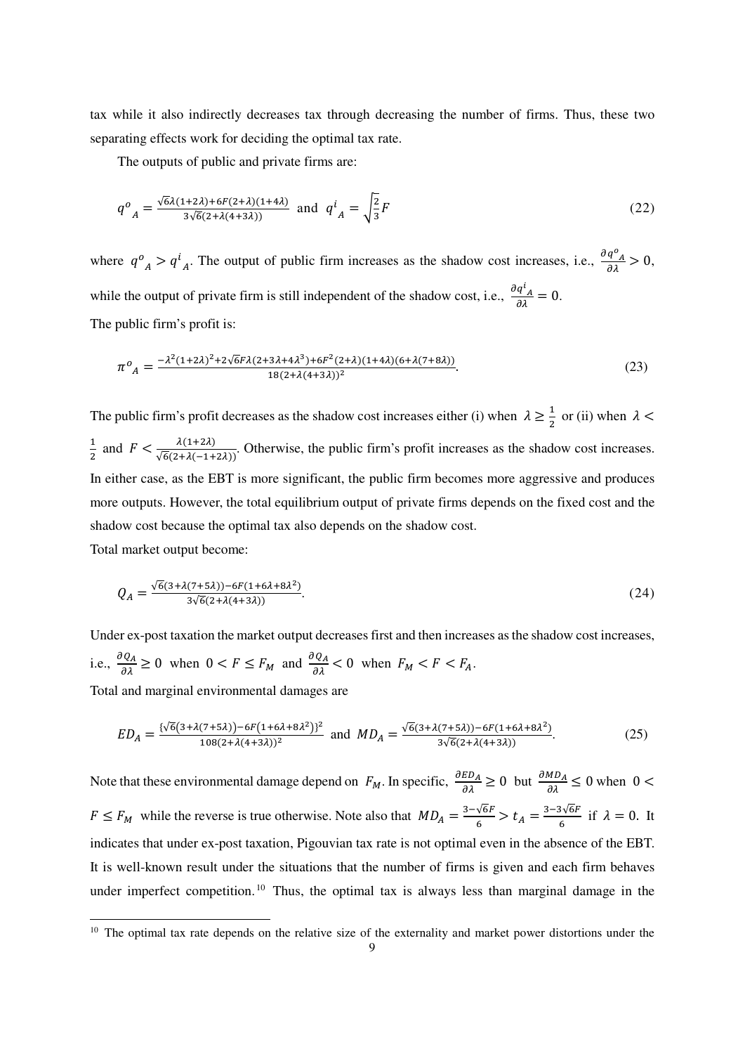tax while it also indirectly decreases tax through decreasing the number of firms. Thus, these two separating effects work for deciding the optimal tax rate.

The outputs of public and private firms are:

$$q^o{}_A = \frac{\sqrt{6}\lambda(1+2\lambda)+6F(2+\lambda)(1+4\lambda)}{3\sqrt{6}(2+\lambda(4+3\lambda))} \text{ and } q^i{}_A = \sqrt{\frac{2}{3}}F \tag{22}$$

where $q^o{}_A > q^i{}_A$. The output of public firm increases as the shadow cost increases, i.e., $\frac{\partial q^o{}_A}{\partial \lambda} > 0$, while the output of private firm is still independent of the shadow cost, i.e., $\frac{\partial q^i{}_A}{\partial \lambda} = 0$.

The public firm's profit is:

$$\pi^o{}_A = \frac{-\lambda^2(1+2\lambda)^2+2\sqrt{6}F\lambda(2+3\lambda+4\lambda^3)+6F^2(2+\lambda)(1+4\lambda)(6+\lambda(7+8\lambda))}{18(2+\lambda(4+3\lambda))^2}. \tag{23}$$

The public firm's profit decreases as the shadow cost increases either (i) when $\lambda \geq \frac{1}{2}$ or (ii) when $\lambda < \frac{1}{2}$ and $F < \frac{\lambda(1+2\lambda)}{\sqrt{6}(2+\lambda(-1+2\lambda))}$. Otherwise, the public firm's profit increases as the shadow cost increases. In either case, as the EBT is more significant, the public firm becomes more aggressive and produces more outputs. However, the total equilibrium output of private firms depends on the fixed cost and the shadow cost because the optimal tax also depends on the shadow cost.

Total market output become:

$$Q_A = \frac{\sqrt{6}(3+\lambda(7+5\lambda))-6F(1+6\lambda+8\lambda^2)}{3\sqrt{6}(2+\lambda(4+3\lambda))}. \tag{24}$$

Under ex-post taxation the market output decreases first and then increases as the shadow cost increases, i.e., $\frac{\partial Q_A}{\partial \lambda} \geq 0$ when $0 < F \leq F_M$ and $\frac{\partial Q_A}{\partial \lambda} < 0$ when $F_M < F < F_A$.

Total and marginal environmental damages are

$$ED_A = \frac{\{\sqrt{6}(3+\lambda(7+5\lambda))-6F(1+6\lambda+8\lambda^2)\}^2}{108(2+\lambda(4+3\lambda))^2} \text{ and } MD_A = \frac{\sqrt{6}(3+\lambda(7+5\lambda))-6F(1+6\lambda+8\lambda^2)}{3\sqrt{6}(2+\lambda(4+3\lambda))}. \tag{25}$$

Note that these environmental damage depend on $F_M$. In specific, $\frac{\partial ED_A}{\partial \lambda} \geq 0$ but $\frac{\partial MD_A}{\partial \lambda} \leq 0$ when $0 < F \leq F_M$ while the reverse is true otherwise. Note also that $MD_A = \frac{3-\sqrt{6}F}{6} > t_A = \frac{3-3\sqrt{6}F}{6}$ if $\lambda = 0$. It indicates that under ex-post taxation, Pigouvian tax rate is not optimal even in the absence of the EBT. It is well-known result under the situations that the number of firms is given and each firm behaves under imperfect competition.[10] Thus, the optimal tax is always less than marginal damage in the

---

[10] The optimal tax rate depends on the relative size of the externality and market power distortions under the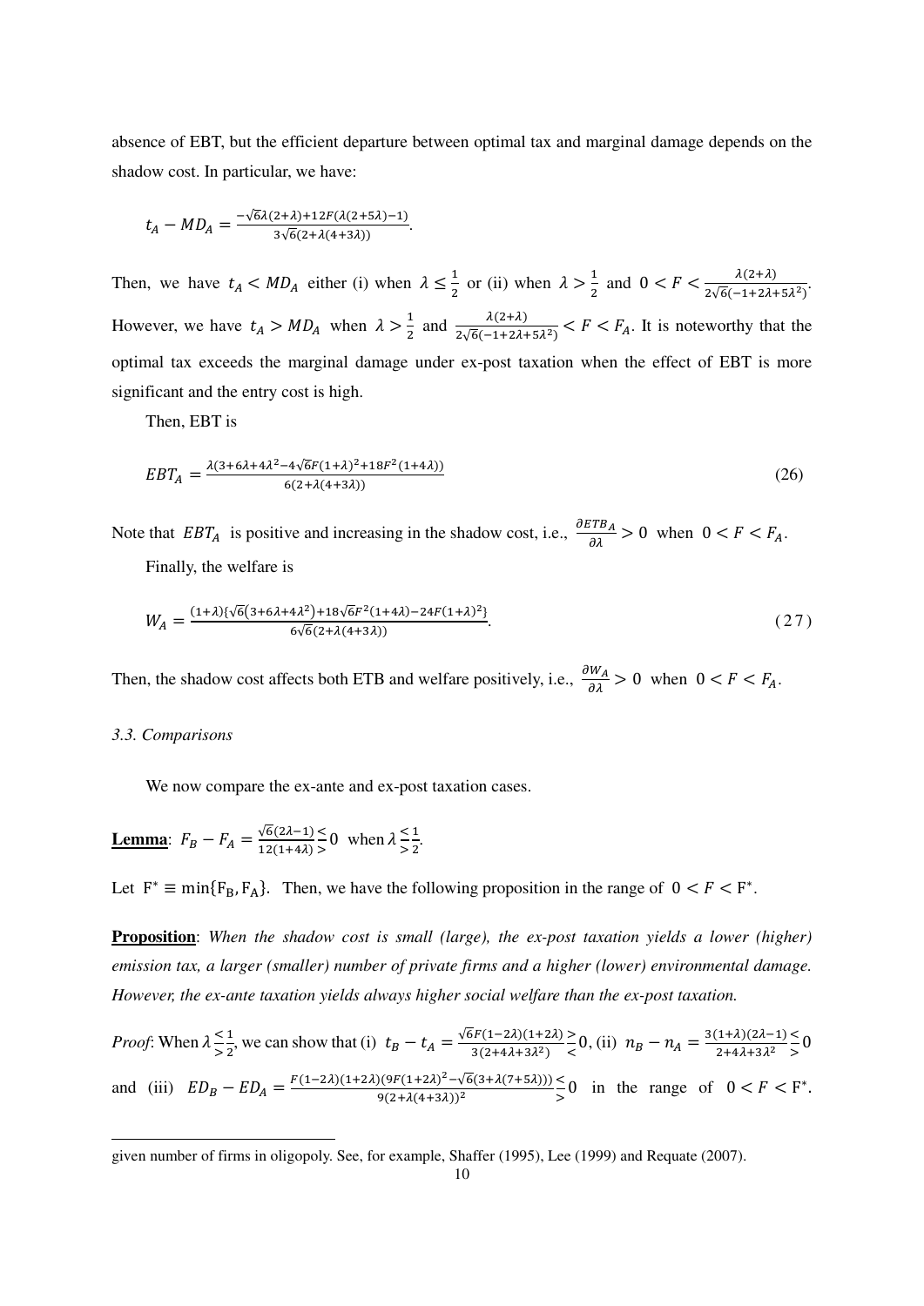absence of EBT, but the efficient departure between optimal tax and marginal damage depends on the shadow cost. In particular, we have:

$$t_A - MD_A = \frac{-\sqrt{6}\lambda(2+\lambda)+12F(\lambda(2+5\lambda)-1)}{3\sqrt{6}(2+\lambda(4+3\lambda))}.$$

Then, we have $t_A < MD_A$ either (i) when $\lambda \leq \frac{1}{2}$ or (ii) when $\lambda > \frac{1}{2}$ and $0 < F < \frac{\lambda(2+\lambda)}{2\sqrt{6}(-1+2\lambda+5\lambda^2)}$. However, we have $t_A > MD_A$ when $\lambda > \frac{1}{2}$ and $\frac{\lambda(2+\lambda)}{2\sqrt{6}(-1+2\lambda+5\lambda^2)} < F < F_A$. It is noteworthy that the optimal tax exceeds the marginal damage under ex-post taxation when the effect of EBT is more significant and the entry cost is high.

Then, EBT is

$$EBT_A = \frac{\lambda(3+6\lambda+4\lambda^2-4\sqrt{6}F(1+\lambda)^2+18F^2(1+4\lambda))}{6(2+\lambda(4+3\lambda))} \tag{26}$$

Note that $EBT_A$ is positive and increasing in the shadow cost, i.e., $\frac{\partial ETB_A}{\partial \lambda} > 0$ when $0 < F < F_A$.

Finally, the welfare is

$$W_A = \frac{(1+\lambda)\{\sqrt{6}(3+6\lambda+4\lambda^2)+18\sqrt{6}F^2(1+4\lambda)-24F(1+\lambda)^2\}}{6\sqrt{6}(2+\lambda(4+3\lambda))}. \tag{27}$$

Then, the shadow cost affects both ETB and welfare positively, i.e., $\frac{\partial W_A}{\partial \lambda} > 0$ when $0 < F < F_A$.

### *3.3. Comparisons*

We now compare the ex-ante and ex-post taxation cases.

**Lemma**: $F_B - F_A = \frac{\sqrt{6}(2\lambda-1)}{12(1+4\lambda)} \lesseqgtr 0$ when $\lambda \lesseqgtr \frac{1}{2}$.

Let $F^* \equiv \min\{F_B, F_A\}$. Then, we have the following proposition in the range of $0 < F < F^*$.

**Proposition**: *When the shadow cost is small (large), the ex-post taxation yields a lower (higher) emission tax, a larger (smaller) number of private firms and a higher (lower) environmental damage. However, the ex-ante taxation yields always higher social welfare than the ex-post taxation.*

*Proof*: When $\lambda \lesseqgtr \frac{1}{2}$, we can show that (i) $t_B - t_A = \frac{\sqrt{6}F(1-2\lambda)(1+2\lambda)}{3(2+4\lambda+3\lambda^2)} \gtreqless 0$, (ii) $n_B - n_A = \frac{3(1+\lambda)(2\lambda-1)}{2+4\lambda+3\lambda^2} \lesseqgtr 0$ and (iii) $ED_B - ED_A = \frac{F(1-2\lambda)(1+2\lambda)(9F(1+2\lambda)^2-\sqrt{6}(3+\lambda(7+5\lambda)))}{9(2+\lambda(4+3\lambda))^2} \lesseqgtr 0$ in the range of $0 < F < F^*$.

---

given number of firms in oligopoly. See, for example, Shaffer (1995), Lee (1999) and Requate (2007).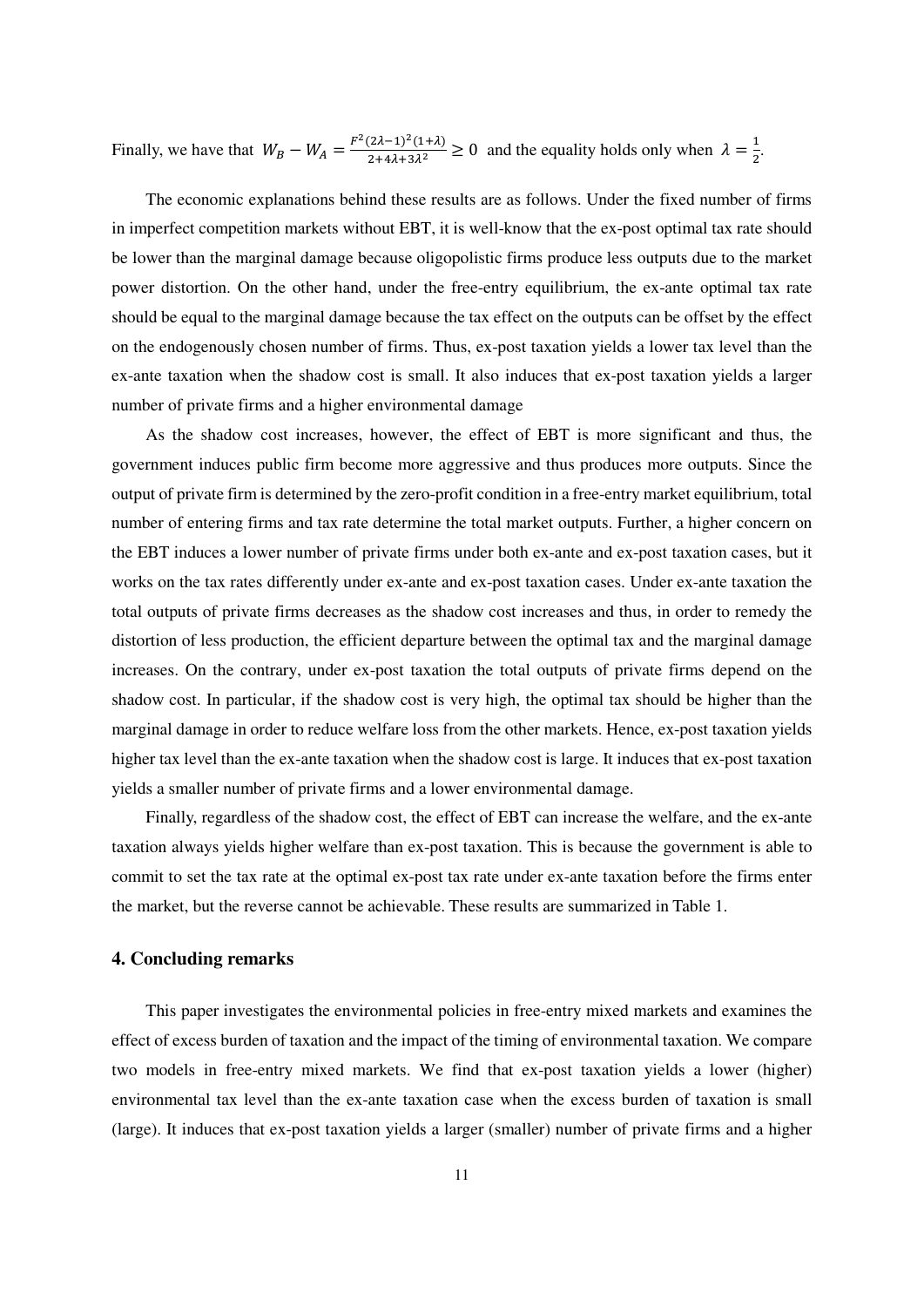Finally, we have that $W_B - W_A = \frac{F^2(2\lambda-1)^2(1+\lambda)}{2+4\lambda+3\lambda^2} \geq 0$ and the equality holds only when $\lambda = \frac{1}{2}$.

The economic explanations behind these results are as follows. Under the fixed number of firms in imperfect competition markets without EBT, it is well-know that the ex-post optimal tax rate should be lower than the marginal damage because oligopolistic firms produce less outputs due to the market power distortion. On the other hand, under the free-entry equilibrium, the ex-ante optimal tax rate should be equal to the marginal damage because the tax effect on the outputs can be offset by the effect on the endogenously chosen number of firms. Thus, ex-post taxation yields a lower tax level than the ex-ante taxation when the shadow cost is small. It also induces that ex-post taxation yields a larger number of private firms and a higher environmental damage

As the shadow cost increases, however, the effect of EBT is more significant and thus, the government induces public firm become more aggressive and thus produces more outputs. Since the output of private firm is determined by the zero-profit condition in a free-entry market equilibrium, total number of entering firms and tax rate determine the total market outputs. Further, a higher concern on the EBT induces a lower number of private firms under both ex-ante and ex-post taxation cases, but it works on the tax rates differently under ex-ante and ex-post taxation cases. Under ex-ante taxation the total outputs of private firms decreases as the shadow cost increases and thus, in order to remedy the distortion of less production, the efficient departure between the optimal tax and the marginal damage increases. On the contrary, under ex-post taxation the total outputs of private firms depend on the shadow cost. In particular, if the shadow cost is very high, the optimal tax should be higher than the marginal damage in order to reduce welfare loss from the other markets. Hence, ex-post taxation yields higher tax level than the ex-ante taxation when the shadow cost is large. It induces that ex-post taxation yields a smaller number of private firms and a lower environmental damage.

Finally, regardless of the shadow cost, the effect of EBT can increase the welfare, and the ex-ante taxation always yields higher welfare than ex-post taxation. This is because the government is able to commit to set the tax rate at the optimal ex-post tax rate under ex-ante taxation before the firms enter the market, but the reverse cannot be achievable. These results are summarized in Table 1.

## 4. Concluding remarks

This paper investigates the environmental policies in free-entry mixed markets and examines the effect of excess burden of taxation and the impact of the timing of environmental taxation. We compare two models in free-entry mixed markets. We find that ex-post taxation yields a lower (higher) environmental tax level than the ex-ante taxation case when the excess burden of taxation is small (large). It induces that ex-post taxation yields a larger (smaller) number of private firms and a higher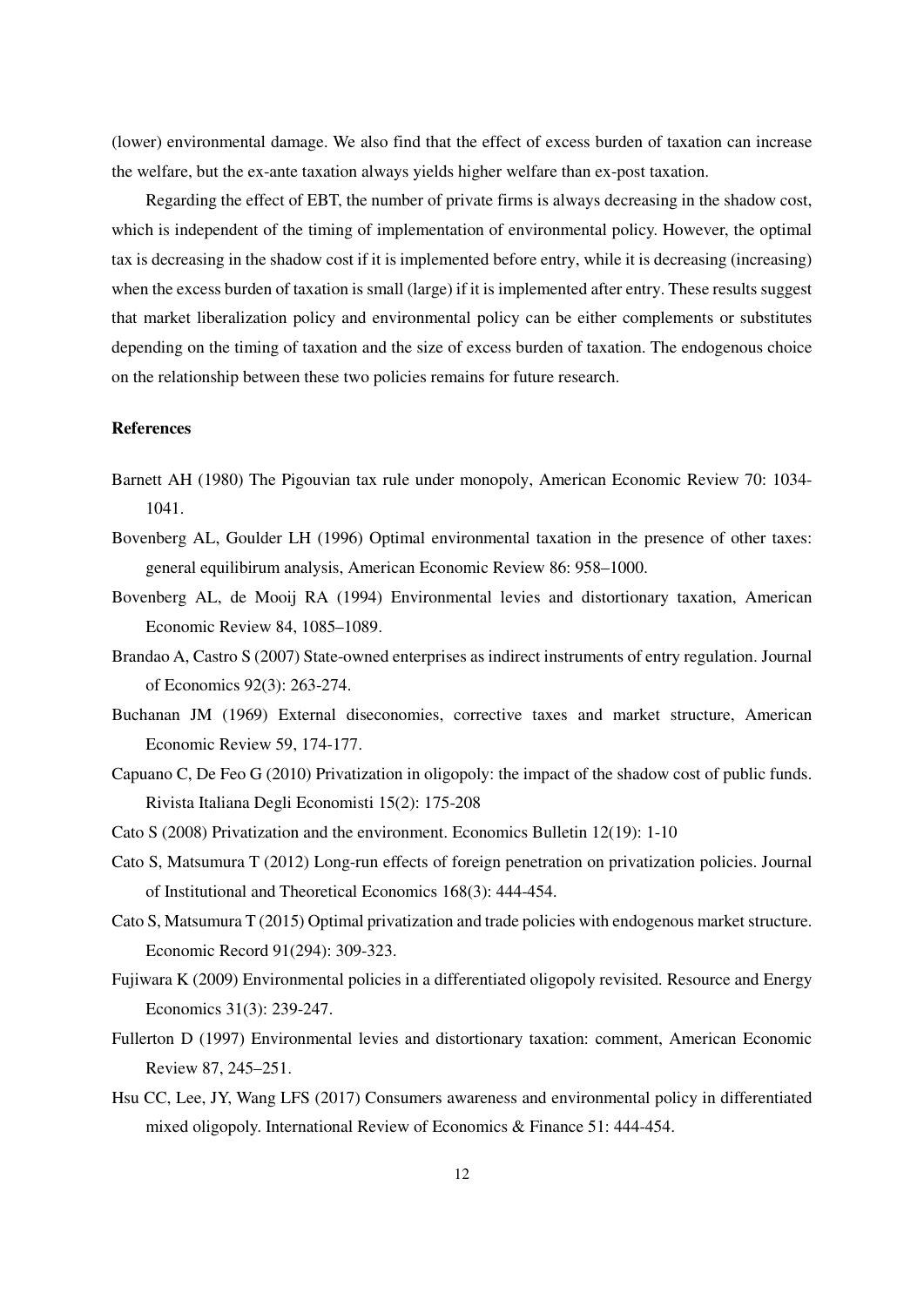(lower) environmental damage. We also find that the effect of excess burden of taxation can increase the welfare, but the ex-ante taxation always yields higher welfare than ex-post taxation.

Regarding the effect of EBT, the number of private firms is always decreasing in the shadow cost, which is independent of the timing of implementation of environmental policy. However, the optimal tax is decreasing in the shadow cost if it is implemented before entry, while it is decreasing (increasing) when the excess burden of taxation is small (large) if it is implemented after entry. These results suggest that market liberalization policy and environmental policy can be either complements or substitutes depending on the timing of taxation and the size of excess burden of taxation. The endogenous choice on the relationship between these two policies remains for future research.

**References**

Barnett AH (1980) The Pigouvian tax rule under monopoly, American Economic Review 70: 1034-1041.

Bovenberg AL, Goulder LH (1996) Optimal environmental taxation in the presence of other taxes: general equilibirum analysis, American Economic Review 86: 958–1000.

Bovenberg AL, de Mooij RA (1994) Environmental levies and distortionary taxation, American Economic Review 84, 1085–1089.

Brandao A, Castro S (2007) State-owned enterprises as indirect instruments of entry regulation. Journal of Economics 92(3): 263-274.

Buchanan JM (1969) External diseconomies, corrective taxes and market structure, American Economic Review 59, 174-177.

Capuano C, De Feo G (2010) Privatization in oligopoly: the impact of the shadow cost of public funds. Rivista Italiana Degli Economisti 15(2): 175-208

Cato S (2008) Privatization and the environment. Economics Bulletin 12(19): 1-10

Cato S, Matsumura T (2012) Long-run effects of foreign penetration on privatization policies. Journal of Institutional and Theoretical Economics 168(3): 444-454.

Cato S, Matsumura T (2015) Optimal privatization and trade policies with endogenous market structure. Economic Record 91(294): 309-323.

Fujiwara K (2009) Environmental policies in a differentiated oligopoly revisited. Resource and Energy Economics 31(3): 239-247.

Fullerton D (1997) Environmental levies and distortionary taxation: comment, American Economic Review 87, 245–251.

Hsu CC, Lee, JY, Wang LFS (2017) Consumers awareness and environmental policy in differentiated mixed oligopoly. International Review of Economics & Finance 51: 444-454.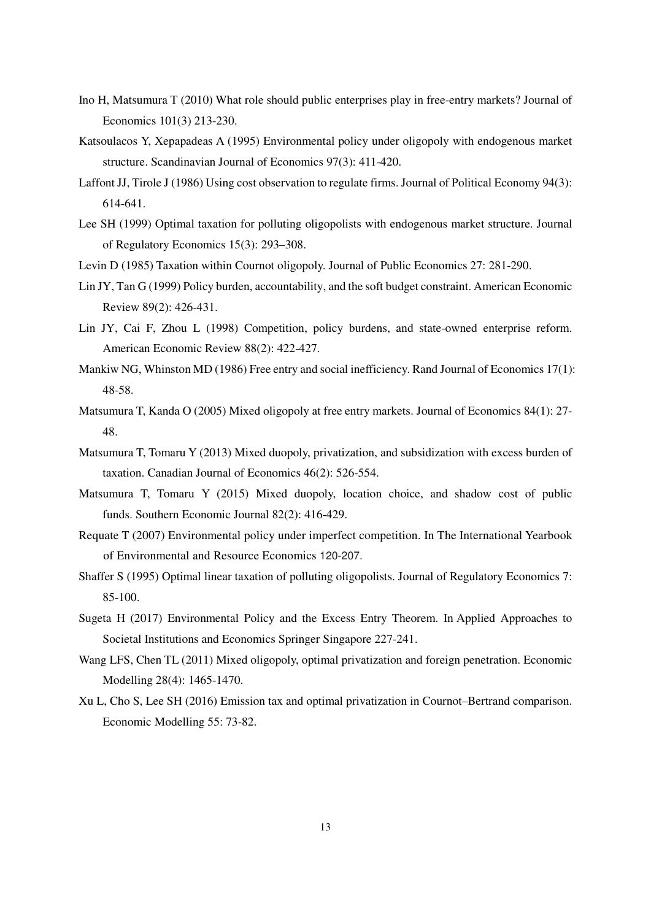Ino H, Matsumura T (2010) What role should public enterprises play in free-entry markets? Journal of Economics 101(3) 213-230.

Katsoulacos Y, Xepapadeas A (1995) Environmental policy under oligopoly with endogenous market structure. Scandinavian Journal of Economics 97(3): 411-420.

Laffont JJ, Tirole J (1986) Using cost observation to regulate firms. Journal of Political Economy 94(3): 614-641.

Lee SH (1999) Optimal taxation for polluting oligopolists with endogenous market structure. Journal of Regulatory Economics 15(3): 293–308.

Levin D (1985) Taxation within Cournot oligopoly. Journal of Public Economics 27: 281-290.

Lin JY, Tan G (1999) Policy burden, accountability, and the soft budget constraint. American Economic Review 89(2): 426-431.

Lin JY, Cai F, Zhou L (1998) Competition, policy burdens, and state-owned enterprise reform. American Economic Review 88(2): 422-427.

Mankiw NG, Whinston MD (1986) Free entry and social inefficiency. Rand Journal of Economics 17(1): 48-58.

Matsumura T, Kanda O (2005) Mixed oligopoly at free entry markets. Journal of Economics 84(1): 27-48.

Matsumura T, Tomaru Y (2013) Mixed duopoly, privatization, and subsidization with excess burden of taxation. Canadian Journal of Economics 46(2): 526-554.

Matsumura T, Tomaru Y (2015) Mixed duopoly, location choice, and shadow cost of public funds. Southern Economic Journal 82(2): 416-429.

Requate T (2007) Environmental policy under imperfect competition. In The International Yearbook of Environmental and Resource Economics 120-207.

Shaffer S (1995) Optimal linear taxation of polluting oligopolists. Journal of Regulatory Economics 7: 85-100.

Sugeta H (2017) Environmental Policy and the Excess Entry Theorem. In Applied Approaches to Societal Institutions and Economics Springer Singapore 227-241.

Wang LFS, Chen TL (2011) Mixed oligopoly, optimal privatization and foreign penetration. Economic Modelling 28(4): 1465-1470.

Xu L, Cho S, Lee SH (2016) Emission tax and optimal privatization in Cournot–Bertrand comparison. Economic Modelling 55: 73-82.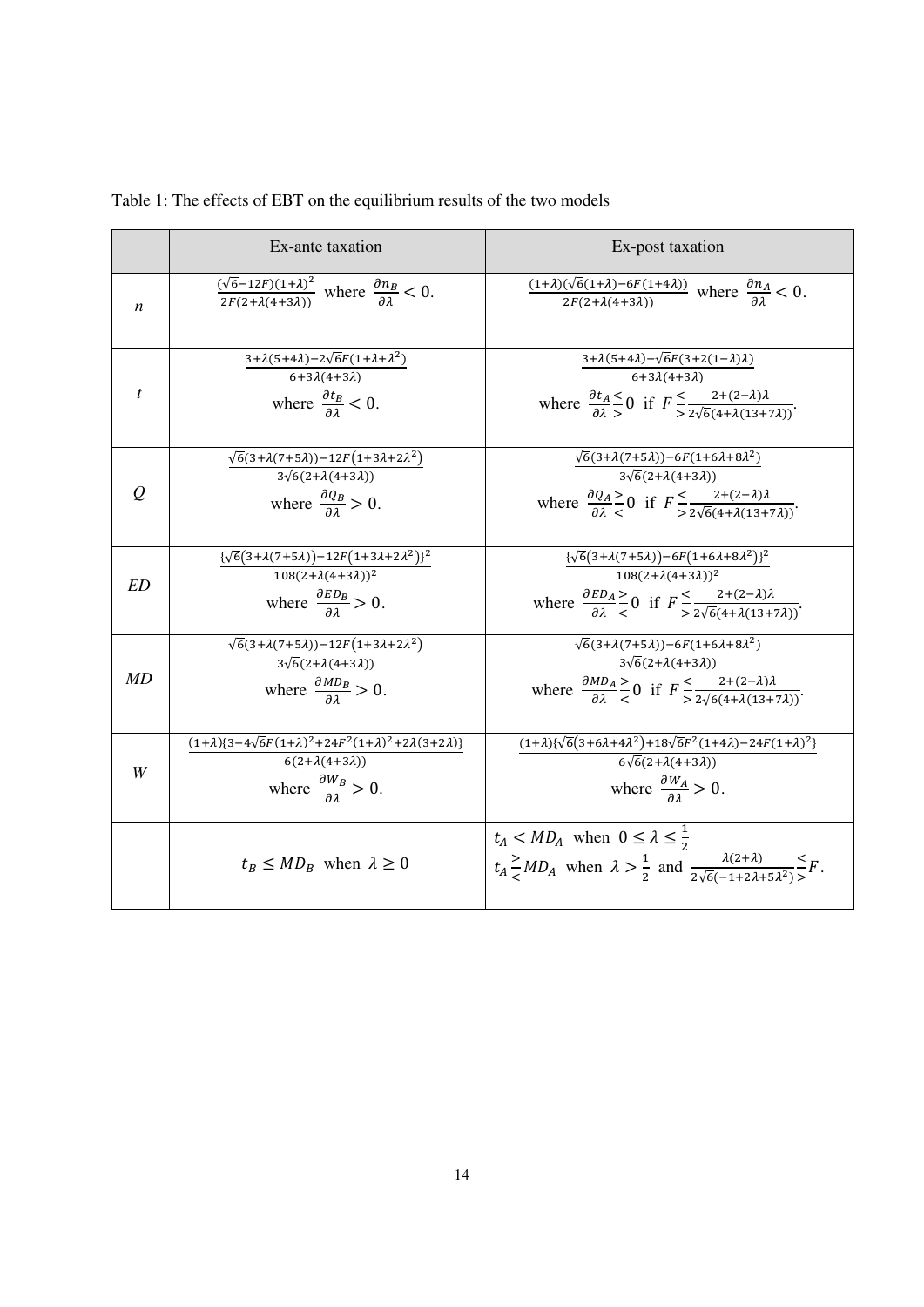Table 1: The effects of EBT on the equilibrium results of the two models

| | Ex-ante taxation | Ex-post taxation |
|---|---|---|
| $n$ | $\frac{(\sqrt{6}-12F)(1+\lambda)^2}{2F(2+\lambda(4+3\lambda))}$ where $\frac{\partial n_B}{\partial \lambda}<0$. | $\frac{(1+\lambda)(\sqrt{6}(1+\lambda)-6F(1+4\lambda))}{2F(2+\lambda(4+3\lambda))}$ where $\frac{\partial n_A}{\partial \lambda}<0$. |
| $t$ | $\frac{3+\lambda(5+4\lambda)-2\sqrt{6}F(1+\lambda+\lambda^2)}{6+3\lambda(4+3\lambda)}$ where $\frac{\partial t_B}{\partial \lambda}<0$. | $\frac{3+\lambda(5+4\lambda)-\sqrt{6}F(3+2(1-\lambda)\lambda)}{6+3\lambda(4+3\lambda)}$ where $\frac{\partial t_A}{\partial \lambda}\underset{>}{\leq}0$ if $F\underset{>}{\leq}\frac{2+(2-\lambda)\lambda}{2\sqrt{6}(4+\lambda(13+7\lambda))}$. |
| $Q$ | $\frac{\sqrt{6}(3+\lambda(7+5\lambda))-12F(1+3\lambda+2\lambda^2)}{3\sqrt{6}(2+\lambda(4+3\lambda))}$ where $\frac{\partial Q_B}{\partial \lambda}>0$. | $\frac{\sqrt{6}(3+\lambda(7+5\lambda))-6F(1+6\lambda+8\lambda^2)}{3\sqrt{6}(2+\lambda(4+3\lambda))}$ where $\frac{\partial Q_A}{\partial \lambda}\underset{<}{\geq}0$ if $F\underset{>}{\leq}\frac{2+(2-\lambda)\lambda}{2\sqrt{6}(4+\lambda(13+7\lambda))}$. |
| $ED$ | $\frac{\{\sqrt{6}(3+\lambda(7+5\lambda))-12F(1+3\lambda+2\lambda^2)\}^2}{108(2+\lambda(4+3\lambda))^2}$ where $\frac{\partial ED_B}{\partial \lambda}>0$. | $\frac{\{\sqrt{6}(3+\lambda(7+5\lambda))-6F(1+6\lambda+8\lambda^2)\}^2}{108(2+\lambda(4+3\lambda))^2}$ where $\frac{\partial ED_A}{\partial \lambda}\underset{<}{\geq}0$ if $F\underset{>}{\leq}\frac{2+(2-\lambda)\lambda}{2\sqrt{6}(4+\lambda(13+7\lambda))}$. |
| $MD$ | $\frac{\sqrt{6}(3+\lambda(7+5\lambda))-12F(1+3\lambda+2\lambda^2)}{3\sqrt{6}(2+\lambda(4+3\lambda))}$ where $\frac{\partial MD_B}{\partial \lambda}>0$. | $\frac{\sqrt{6}(3+\lambda(7+5\lambda))-6F(1+6\lambda+8\lambda^2)}{3\sqrt{6}(2+\lambda(4+3\lambda))}$ where $\frac{\partial MD_A}{\partial \lambda}\underset{<}{\geq}0$ if $F\underset{>}{\leq}\frac{2+(2-\lambda)\lambda}{2\sqrt{6}(4+\lambda(13+7\lambda))}$. |
| $W$ | $\frac{(1+\lambda)\{3-4\sqrt{6}F(1+\lambda)^2+24F^2(1+\lambda)^2+2\lambda(3+2\lambda)\}}{6(2+\lambda(4+3\lambda))}$ where $\frac{\partial W_B}{\partial \lambda}>0$. | $\frac{(1+\lambda)\{\sqrt{6}(3+6\lambda+4\lambda^2)+18\sqrt{6}F^2(1+4\lambda)-24F(1+\lambda)^2\}}{6\sqrt{6}(2+\lambda(4+3\lambda))}$ where $\frac{\partial W_A}{\partial \lambda}>0$. |
| | $t_B \leq MD_B$ when $\lambda \geq 0$ | $t_A < MD_A$ when $0 \leq \lambda \leq \frac{1}{2}$<br>$t_A \underset{<}{\geq} MD_A$ when $\lambda > \frac{1}{2}$ and $\frac{\lambda(2+\lambda)}{2\sqrt{6}(-1+2\lambda+5\lambda^2)}\underset{>}{\leq}F$. |